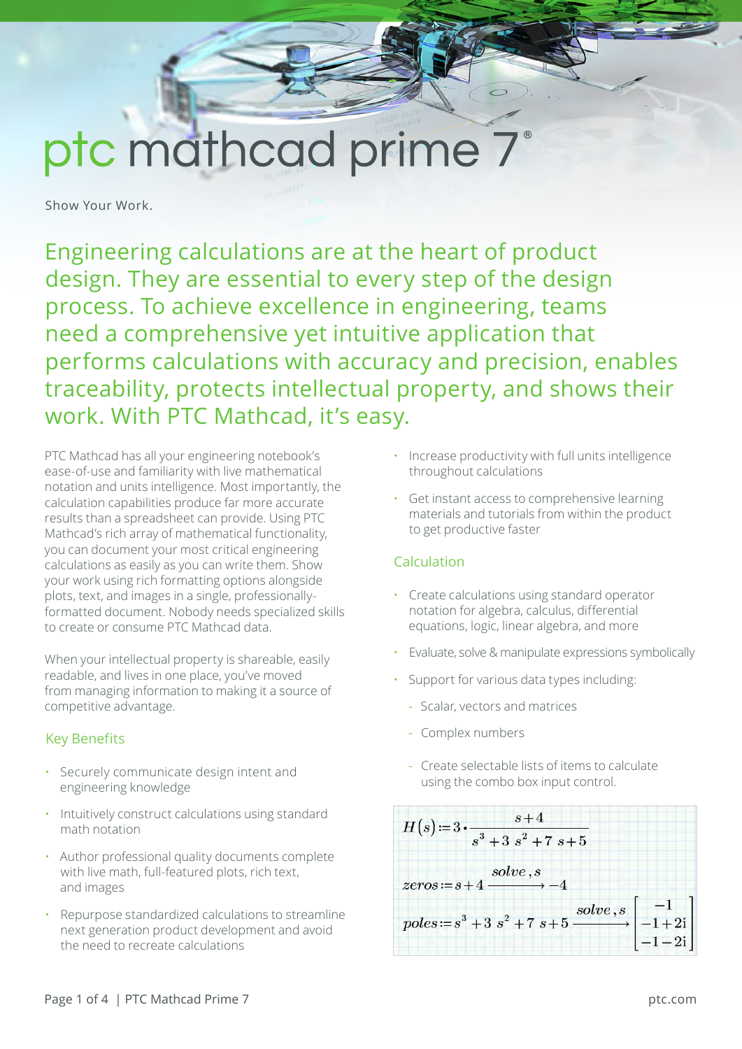# ptc mathcad prime 7®

Show Your Work.

## Engineering calculations are at the heart of product design. They are essential to every step of the design process. To achieve excellence in engineering, teams need a comprehensive yet intuitive application that performs calculations with accuracy and precision, enables traceability, protects intellectual property, and shows their work. With PTC Mathcad, it's easy.

PTC Mathcad has all your engineering notebook's ease-of-use and familiarity with live mathematical notation and units intelligence. Most importantly, the calculation capabilities produce far more accurate results than a spreadsheet can provide. Using PTC Mathcad's rich array of mathematical functionality, you can document your most critical engineering calculations as easily as you can write them. Show your work using rich formatting options alongside plots, text, and images in a single, professionally-formatted document. Nobody needs specialized skills to create or consume PTC Mathcad data.

When your intellectual property is shareable, easily readable, and lives in one place, you've moved from managing information to making it a source of competitive advantage.

### Key Benefits

- Securely communicate design intent and engineering knowledge
- Intuitively construct calculations using standard math notation
- Author professional quality documents complete with live math, full-featured plots, rich text, and images
- Repurpose standardized calculations to streamline next generation product development and avoid the need to recreate calculations
- Increase productivity with full units intelligence throughout calculations
- Get instant access to comprehensive learning materials and tutorials from within the product to get productive faster

### Calculation

- Create calculations using standard operator notation for algebra, calculus, differential equations, logic, linear algebra, and more
- Evaluate, solve & manipulate expressions symbolically
- Support for various data types including:
  - Scalar, vectors and matrices
  - Complex numbers
  - Create selectable lists of items to calculate using the combo box input control.

$$H(s) := 3 \cdot \frac{s+4}{s^3 + 3\,s^2 + 7\,s + 5}$$

$$zeros := s + 4 \xrightarrow{solve,\, s} -4$$

$$poles := s^3 + 3\,s^2 + 7\,s + 5 \xrightarrow{solve,\, s} \begin{bmatrix} -1 \\ -1+2i \\ -1-2i \end{bmatrix}$$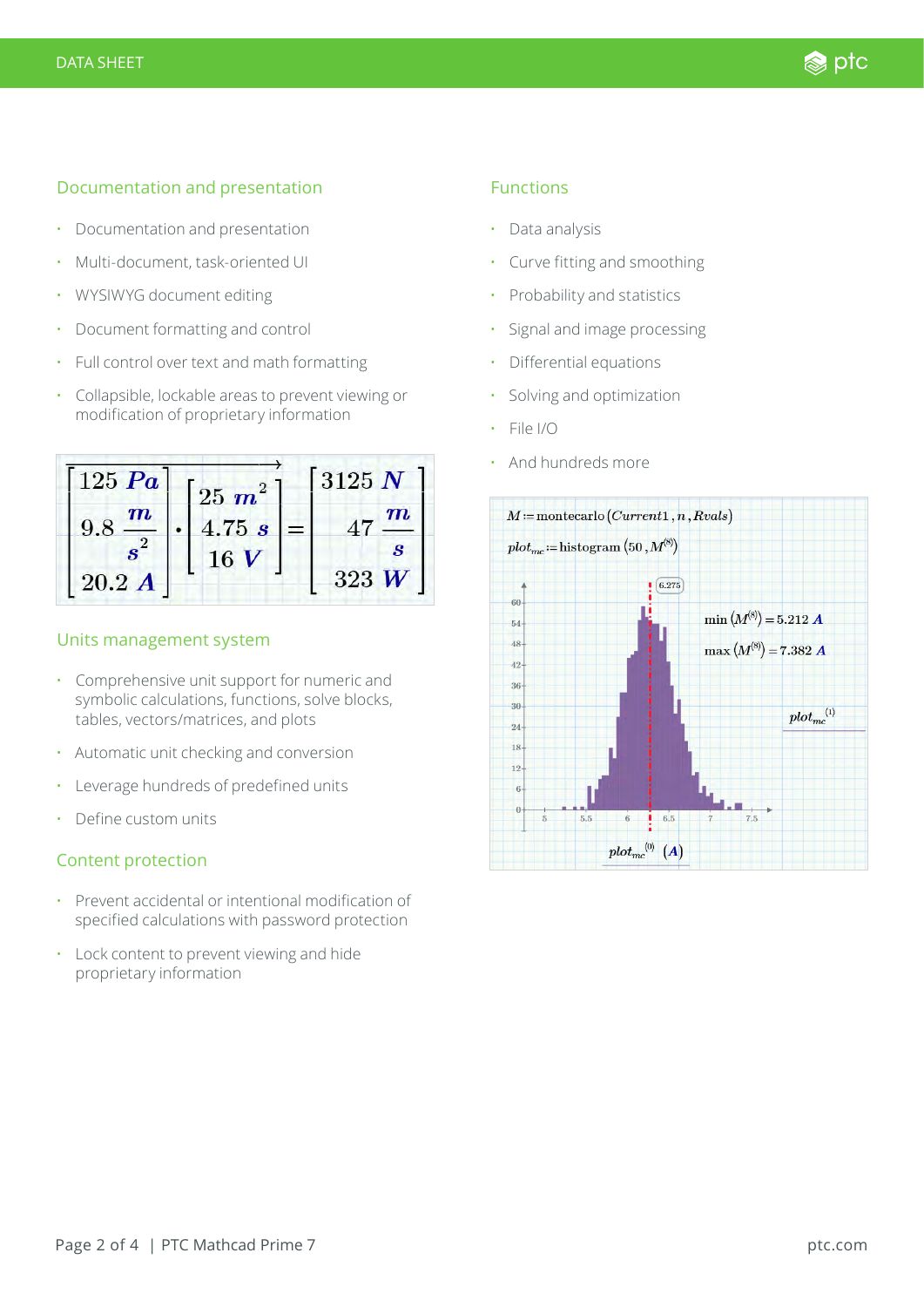## Documentation and presentation

- Documentation and presentation
- Multi-document, task-oriented UI
- WYSIWYG document editing
- Document formatting and control
- Full control over text and math formatting
- Collapsible, lockable areas to prevent viewing or modification of proprietary information

$$\overrightarrow{\begin{bmatrix} 125\ Pa \\ 9.8\ \frac{m}{s^2} \\ 20.2\ A \end{bmatrix} \cdot \begin{bmatrix} 25\ m^2 \\ 4.75\ s \\ 16\ V \end{bmatrix}} = \begin{bmatrix} 3125\ N \\ 47\ \frac{m}{s} \\ 323\ W \end{bmatrix}$$

## Units management system

- Comprehensive unit support for numeric and symbolic calculations, functions, solve blocks, tables, vectors/matrices, and plots
- Automatic unit checking and conversion
- Leverage hundreds of predefined units
- Define custom units

## Content protection

- Prevent accidental or intentional modification of specified calculations with password protection
- Lock content to prevent viewing and hide proprietary information

## Functions

- Data analysis
- Curve fitting and smoothing
- Probability and statistics
- Signal and image processing
- Differential equations
- Solving and optimization
- File I/O
- And hundreds more

$M := \text{montecarlo}(Current1, n, Rvals)$

$plot_{mc} := \text{histogram}(50, M^{\langle 8 \rangle})$

$\min(M^{\langle 8 \rangle}) = 5.212\ A$

$\max(M^{\langle 8 \rangle}) = 7.382\ A$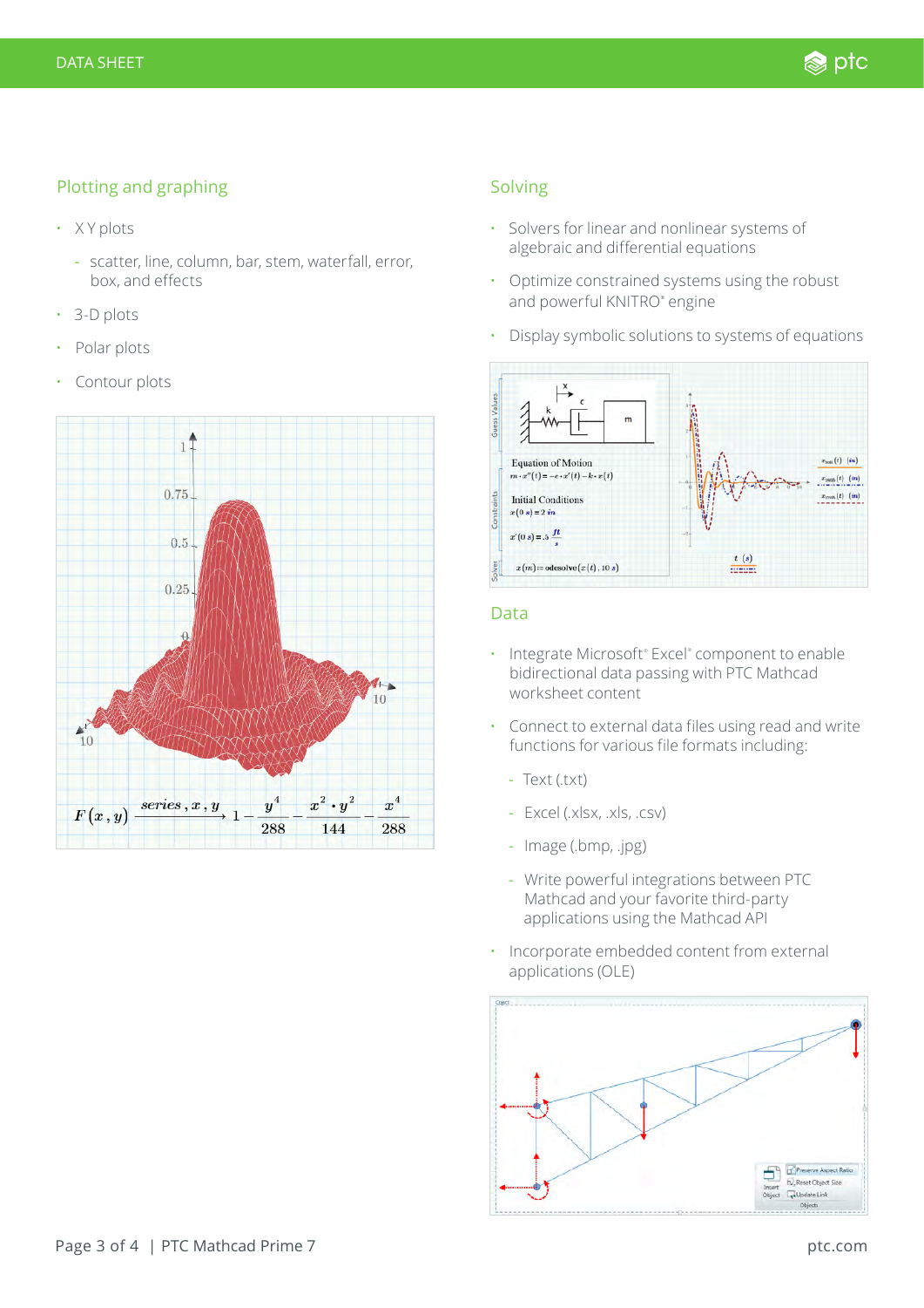## Plotting and graphing

- X Y plots
  - scatter, line, column, bar, stem, waterfall, error, box, and effects
- 3-D plots
- Polar plots
- Contour plots

$$F(x,y) \xrightarrow{series,\, x,\, y} 1 - \frac{y^4}{288} - \frac{x^2 \cdot y^2}{144} - \frac{x^4}{288}$$

## Solving

- Solvers for linear and nonlinear systems of algebraic and differential equations
- Optimize constrained systems using the robust and powerful KNITRO® engine
- Display symbolic solutions to systems of equations

## Data

- Integrate Microsoft® Excel® component to enable bidirectional data passing with PTC Mathcad worksheet content
- Connect to external data files using read and write functions for various file formats including:
  - Text (.txt)
  - Excel (.xlsx, .xls, .csv)
  - Image (.bmp, .jpg)
  - Write powerful integrations between PTC Mathcad and your favorite third-party applications using the Mathcad API
- Incorporate embedded content from external applications (OLE)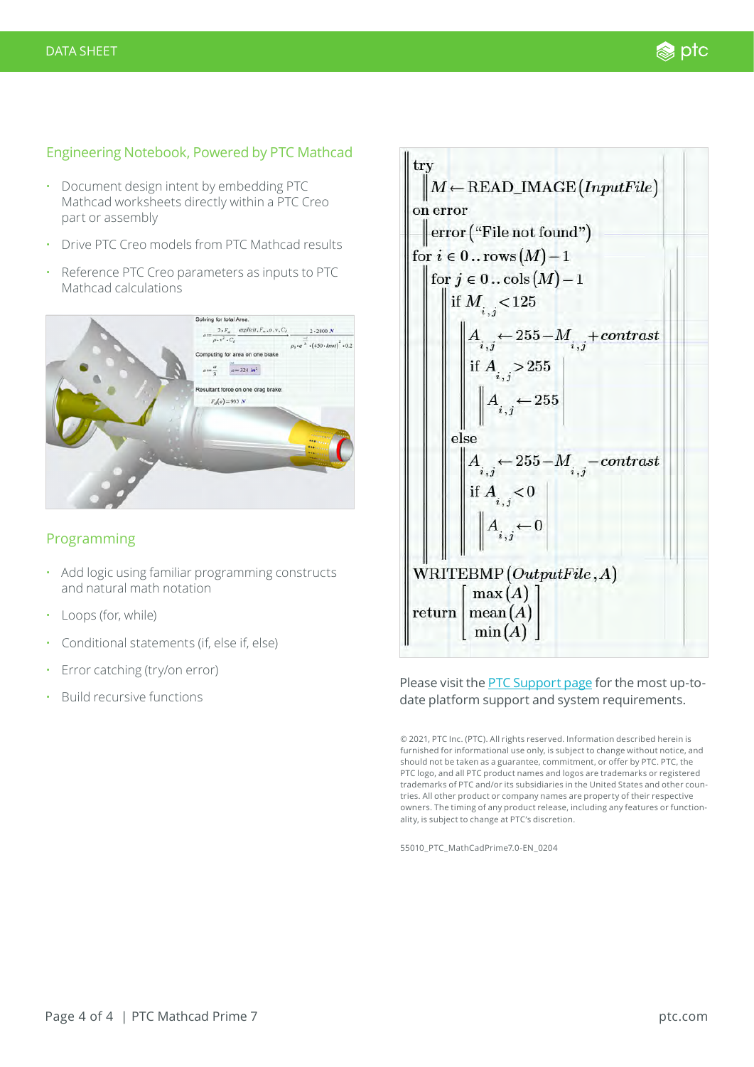## Engineering Notebook, Powered by PTC Mathcad

- Document design intent by embedding PTC Mathcad worksheets directly within a PTC Creo part or assembly
- Drive PTC Creo models from PTC Mathcad results
- Reference PTC Creo parameters as inputs to PTC Mathcad calculations

## Programming

- Add logic using familiar programming constructs and natural math notation
- Loops (for, while)
- Conditional statements (if, else if, else)
- Error catching (try/on error)
- Build recursive functions

```
try
    M ← READ_IMAGE(InputFile)
on error
    error("File not found")
for i ∈ 0..rows(M) − 1
    for j ∈ 0..cols(M) − 1
        if M_{i,j} < 125
            A_{i,j} ← 255 − M_{i,j} + contrast
            if A_{i,j} > 255
                A_{i,j} ← 255
        else
            A_{i,j} ← 255 − M_{i,j} − contrast
            if A_{i,j} < 0
                A_{i,j} ← 0
WRITEBMP(OutputFile, A)
return [max(A); mean(A); min(A)]
```

Please visit the PTC Support page for the most up-to-date platform support and system requirements.

© 2021, PTC Inc. (PTC). All rights reserved. Information described herein is furnished for informational use only, is subject to change without notice, and should not be taken as a guarantee, commitment, or offer by PTC. PTC, the PTC logo, and all PTC product names and logos are trademarks or registered trademarks of PTC and/or its subsidiaries in the United States and other countries. All other product or company names are property of their respective owners. The timing of any product release, including any features or functionality, is subject to change at PTC's discretion.

55010_PTC_MathCadPrime7.0-EN_0204